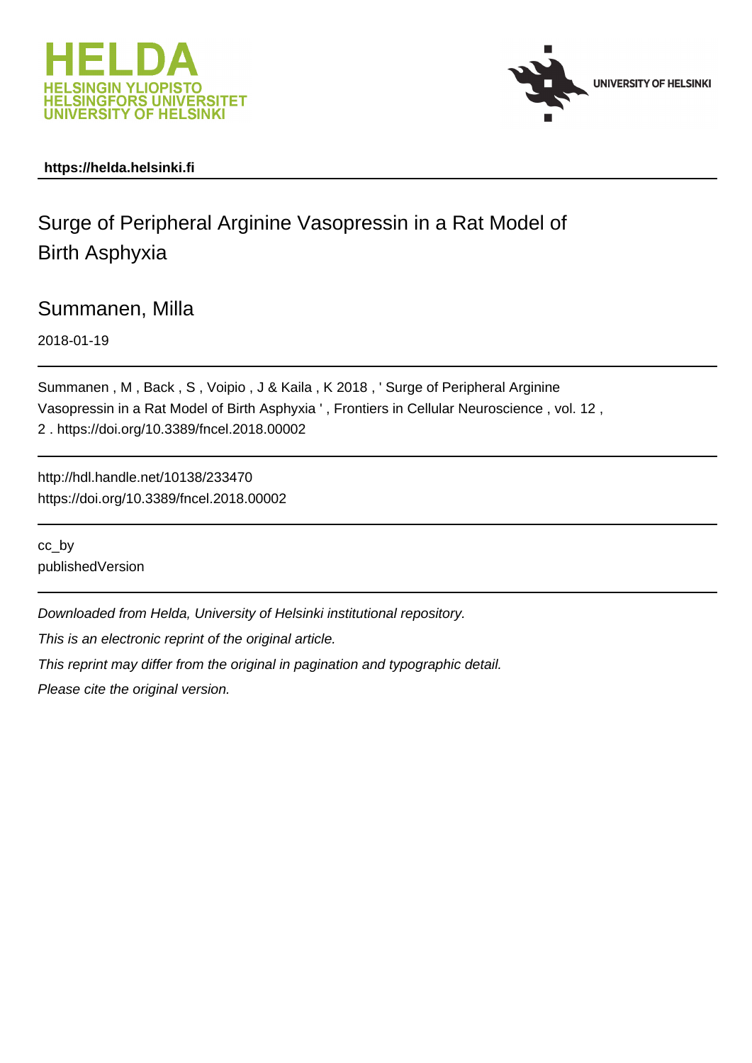https://helda.helsinki.fi

# Surge of Peripheral Arginine Vasopressin in a Rat Model of Birth Asphyxia

Summanen, Milla

2018-01-19

Summanen , M , Back , S , Voipio , J & Kaila , K 2018 , ' Surge of Peripheral Arginine Vasopressin in a Rat Model of Birth Asphyxia ' , Frontiers in Cellular Neuroscience , vol. 12 , 2 . https://doi.org/10.3389/fncel.2018.00002

http://hdl.handle.net/10138/233470
https://doi.org/10.3389/fncel.2018.00002

cc_by
publishedVersion

*Downloaded from Helda, University of Helsinki institutional repository.*

*This is an electronic reprint of the original article.*

*This reprint may differ from the original in pagination and typographic detail.*

*Please cite the original version.*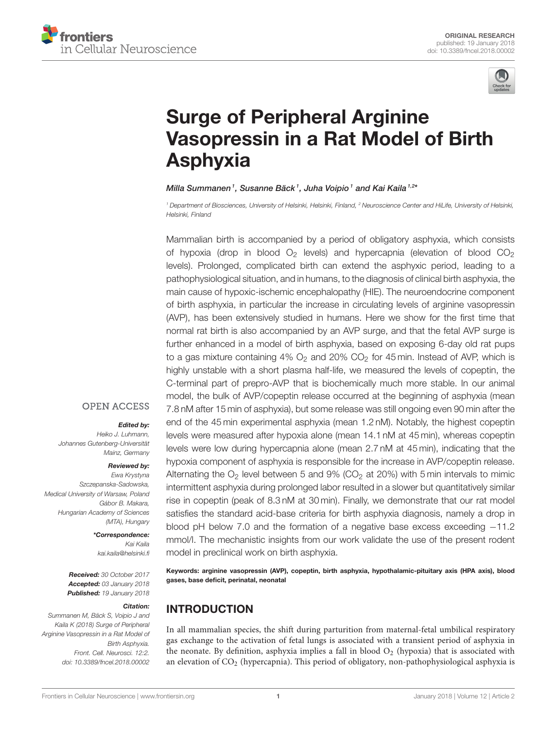# Surge of Peripheral Arginine Vasopressin in a Rat Model of Birth Asphyxia

*Milla Summanen[1], Susanne Bäck[1], Juha Voipio[1] and Kai Kaila[1,2]**

[1] Department of Biosciences, University of Helsinki, Helsinki, Finland, [2] Neuroscience Center and HiLife, University of Helsinki, Helsinki, Finland

Mammalian birth is accompanied by a period of obligatory asphyxia, which consists of hypoxia (drop in blood $O_2$ levels) and hypercapnia (elevation of blood $CO_2$ levels). Prolonged, complicated birth can extend the asphyxic period, leading to a pathophysiological situation, and in humans, to the diagnosis of clinical birth asphyxia, the main cause of hypoxic-ischemic encephalopathy (HIE). The neuroendocrine component of birth asphyxia, in particular the increase in circulating levels of arginine vasopressin (AVP), has been extensively studied in humans. Here we show for the first time that normal rat birth is also accompanied by an AVP surge, and that the fetal AVP surge is further enhanced in a model of birth asphyxia, based on exposing 6-day old rat pups to a gas mixture containing 4% $O_2$ and 20% $CO_2$ for 45 min. Instead of AVP, which is highly unstable with a short plasma half-life, we measured the levels of copeptin, the C-terminal part of prepro-AVP that is biochemically much more stable. In our animal model, the bulk of AVP/copeptin release occurred at the beginning of asphyxia (mean 7.8 nM after 15 min of asphyxia), but some release was still ongoing even 90 min after the end of the 45 min experimental asphyxia (mean 1.2 nM). Notably, the highest copeptin levels were measured after hypoxia alone (mean 14.1 nM at 45 min), whereas copeptin levels were low during hypercapnia alone (mean 2.7 nM at 45 min), indicating that the hypoxia component of asphyxia is responsible for the increase in AVP/copeptin release. Alternating the $O_2$ level between 5 and 9% ($CO_2$ at 20%) with 5 min intervals to mimic intermittent asphyxia during prolonged labor resulted in a slower but quantitatively similar rise in copeptin (peak of 8.3 nM at 30 min). Finally, we demonstrate that our rat model satisfies the standard acid-base criteria for birth asphyxia diagnosis, namely a drop in blood pH below 7.0 and the formation of a negative base excess exceeding −11.2 mmol/l. The mechanistic insights from our work validate the use of the present rodent model in preclinical work on birth asphyxia.

**Keywords: arginine vasopressin (AVP), copeptin, birth asphyxia, hypothalamic-pituitary axis (HPA axis), blood gases, base deficit, perinatal, neonatal**

OPEN ACCESS

***Edited by:***
*Heiko J. Luhmann, Johannes Gutenberg-Universität Mainz, Germany*

***Reviewed by:***
*Ewa Krystyna Szczepanska-Sadowska, Medical University of Warsaw, Poland*
*Gábor B. Makara, Hungarian Academy of Sciences (MTA), Hungary*

***\*Correspondence:***
*Kai Kaila*
*kai.kaila@helsinki.fi*

***Received:*** *30 October 2017*
***Accepted:*** *03 January 2018*
***Published:*** *19 January 2018*

***Citation:***
*Summanen M, Bäck S, Voipio J and Kaila K (2018) Surge of Peripheral Arginine Vasopressin in a Rat Model of Birth Asphyxia. Front. Cell. Neurosci. 12:2. doi: 10.3389/fncel.2018.00002*

## INTRODUCTION

In all mammalian species, the shift during parturition from maternal-fetal umbilical respiratory gas exchange to the activation of fetal lungs is associated with a transient period of asphyxia in the neonate. By definition, asphyxia implies a fall in blood $O_2$ (hypoxia) that is associated with an elevation of $CO_2$ (hypercapnia). This period of obligatory, non-pathophysiological asphyxia is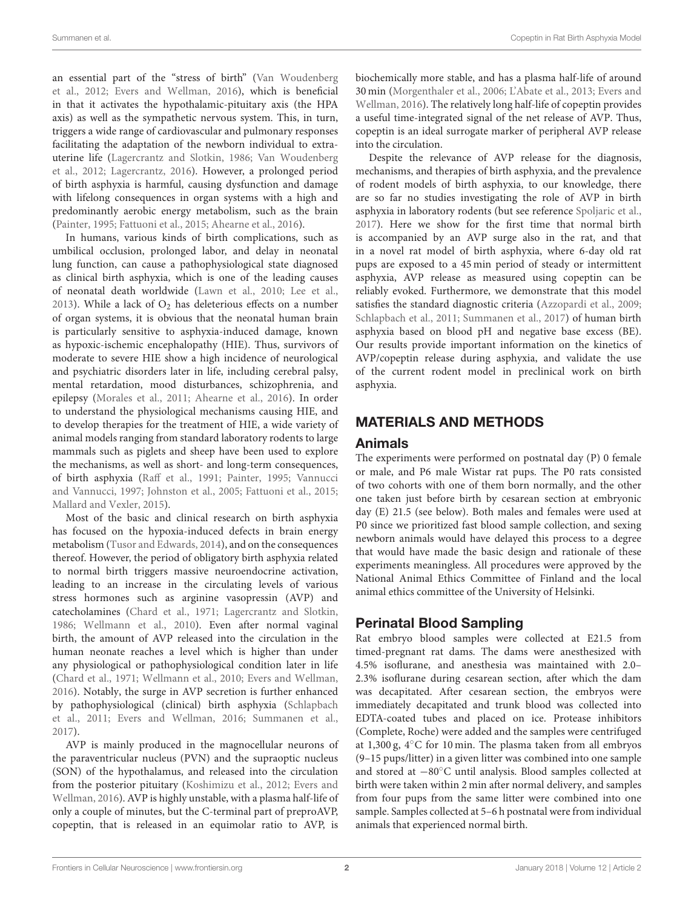an essential part of the "stress of birth" (Van Woudenberg et al., 2012; Evers and Wellman, 2016), which is beneficial in that it activates the hypothalamic-pituitary axis (the HPA axis) as well as the sympathetic nervous system. This, in turn, triggers a wide range of cardiovascular and pulmonary responses facilitating the adaptation of the newborn individual to extra-uterine life (Lagercrantz and Slotkin, 1986; Van Woudenberg et al., 2012; Lagercrantz, 2016). However, a prolonged period of birth asphyxia is harmful, causing dysfunction and damage with lifelong consequences in organ systems with a high and predominantly aerobic energy metabolism, such as the brain (Painter, 1995; Fattuoni et al., 2015; Ahearne et al., 2016).

In humans, various kinds of birth complications, such as umbilical occlusion, prolonged labor, and delay in neonatal lung function, can cause a pathophysiological state diagnosed as clinical birth asphyxia, which is one of the leading causes of neonatal death worldwide (Lawn et al., 2010; Lee et al., 2013). While a lack of $O_2$ has deleterious effects on a number of organ systems, it is obvious that the neonatal human brain is particularly sensitive to asphyxia-induced damage, known as hypoxic-ischemic encephalopathy (HIE). Thus, survivors of moderate to severe HIE show a high incidence of neurological and psychiatric disorders later in life, including cerebral palsy, mental retardation, mood disturbances, schizophrenia, and epilepsy (Morales et al., 2011; Ahearne et al., 2016). In order to understand the physiological mechanisms causing HIE, and to develop therapies for the treatment of HIE, a wide variety of animal models ranging from standard laboratory rodents to large mammals such as piglets and sheep have been used to explore the mechanisms, as well as short- and long-term consequences, of birth asphyxia (Raff et al., 1991; Painter, 1995; Vannucci and Vannucci, 1997; Johnston et al., 2005; Fattuoni et al., 2015; Mallard and Vexler, 2015).

Most of the basic and clinical research on birth asphyxia has focused on the hypoxia-induced defects in brain energy metabolism (Tusor and Edwards, 2014), and on the consequences thereof. However, the period of obligatory birth asphyxia related to normal birth triggers massive neuroendocrine activation, leading to an increase in the circulating levels of various stress hormones such as arginine vasopressin (AVP) and catecholamines (Chard et al., 1971; Lagercrantz and Slotkin, 1986; Wellmann et al., 2010). Even after normal vaginal birth, the amount of AVP released into the circulation in the human neonate reaches a level which is higher than under any physiological or pathophysiological condition later in life (Chard et al., 1971; Wellmann et al., 2010; Evers and Wellman, 2016). Notably, the surge in AVP secretion is further enhanced by pathophysiological (clinical) birth asphyxia (Schlapbach et al., 2011; Evers and Wellman, 2016; Summanen et al., 2017).

AVP is mainly produced in the magnocellular neurons of the paraventricular nucleus (PVN) and the supraoptic nucleus (SON) of the hypothalamus, and released into the circulation from the posterior pituitary (Koshimizu et al., 2012; Evers and Wellman, 2016). AVP is highly unstable, with a plasma half-life of only a couple of minutes, but the C-terminal part of preproAVP, copeptin, that is released in an equimolar ratio to AVP, is biochemically more stable, and has a plasma half-life of around 30 min (Morgenthaler et al., 2006; L'Abate et al., 2013; Evers and Wellman, 2016). The relatively long half-life of copeptin provides a useful time-integrated signal of the net release of AVP. Thus, copeptin is an ideal surrogate marker of peripheral AVP release into the circulation.

Despite the relevance of AVP release for the diagnosis, mechanisms, and therapies of birth asphyxia, and the prevalence of rodent models of birth asphyxia, to our knowledge, there are so far no studies investigating the role of AVP in birth asphyxia in laboratory rodents (but see reference Spoljaric et al., 2017). Here we show for the first time that normal birth is accompanied by an AVP surge also in the rat, and that in a novel rat model of birth asphyxia, where 6-day old rat pups are exposed to a 45 min period of steady or intermittent asphyxia, AVP release as measured using copeptin can be reliably evoked. Furthermore, we demonstrate that this model satisfies the standard diagnostic criteria (Azzopardi et al., 2009; Schlapbach et al., 2011; Summanen et al., 2017) of human birth asphyxia based on blood pH and negative base excess (BE). Our results provide important information on the kinetics of AVP/copeptin release during asphyxia, and validate the use of the current rodent model in preclinical work on birth asphyxia.

## MATERIALS AND METHODS

### Animals

The experiments were performed on postnatal day (P) 0 female or male, and P6 male Wistar rat pups. The P0 rats consisted of two cohorts with one of them born normally, and the other one taken just before birth by cesarean section at embryonic day (E) 21.5 (see below). Both males and females were used at P0 since we prioritized fast blood sample collection, and sexing newborn animals would have delayed this process to a degree that would have made the basic design and rationale of these experiments meaningless. All procedures were approved by the National Animal Ethics Committee of Finland and the local animal ethics committee of the University of Helsinki.

### Perinatal Blood Sampling

Rat embryo blood samples were collected at E21.5 from timed-pregnant rat dams. The dams were anesthesized with 4.5% isoflurane, and anesthesia was maintained with 2.0–2.3% isoflurane during cesarean section, after which the dam was decapitated. After cesarean section, the embryos were immediately decapitated and trunk blood was collected into EDTA-coated tubes and placed on ice. Protease inhibitors (Complete, Roche) were added and the samples were centrifuged at 1,300 g, 4°C for 10 min. The plasma taken from all embryos (9–15 pups/litter) in a given litter was combined into one sample and stored at −80°C until analysis. Blood samples collected at birth were taken within 2 min after normal delivery, and samples from four pups from the same litter were combined into one sample. Samples collected at 5–6 h postnatal were from individual animals that experienced normal birth.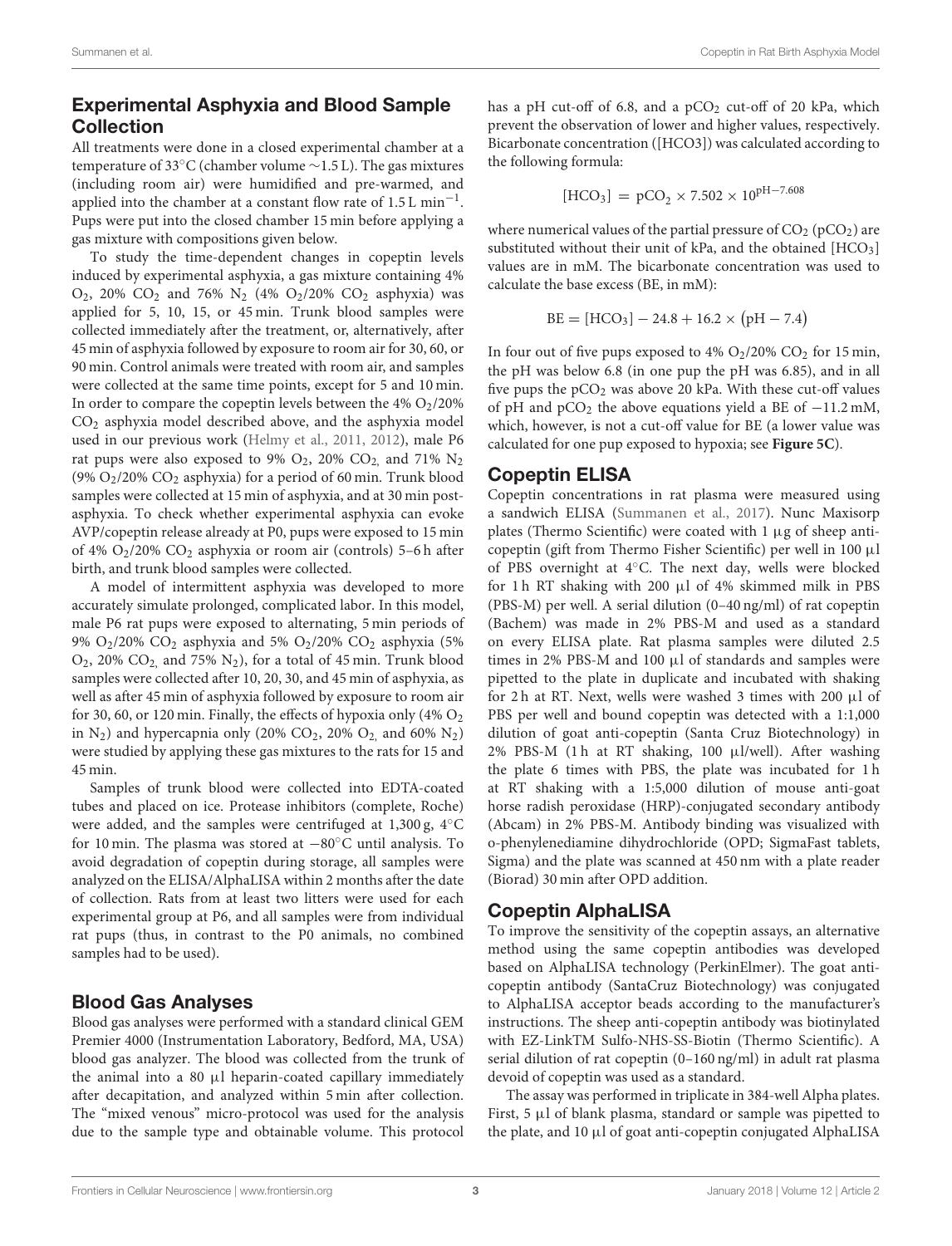## Experimental Asphyxia and Blood Sample Collection

All treatments were done in a closed experimental chamber at a temperature of 33°C (chamber volume ∼1.5 L). The gas mixtures (including room air) were humidified and pre-warmed, and applied into the chamber at a constant flow rate of 1.5 L $min^{-1}$. Pups were put into the closed chamber 15 min before applying a gas mixture with compositions given below.

To study the time-dependent changes in copeptin levels induced by experimental asphyxia, a gas mixture containing 4% $O_2$, 20% $CO_2$ and 76% $N_2$ (4% $O_2$/20% $CO_2$ asphyxia) was applied for 5, 10, 15, or 45 min. Trunk blood samples were collected immediately after the treatment, or, alternatively, after 45 min of asphyxia followed by exposure to room air for 30, 60, or 90 min. Control animals were treated with room air, and samples were collected at the same time points, except for 5 and 10 min. In order to compare the copeptin levels between the 4% $O_2$/20% $CO_2$ asphyxia model described above, and the asphyxia model used in our previous work (Helmy et al., 2011, 2012), male P6 rat pups were also exposed to 9% $O_2$, 20% $CO_2$ and 71% $N_2$ (9% $O_2$/20% $CO_2$ asphyxia) for a period of 60 min. Trunk blood samples were collected at 15 min of asphyxia, and at 30 min post-asphyxia. To check whether experimental asphyxia can evoke AVP/copeptin release already at P0, pups were exposed to 15 min of 4% $O_2$/20% $CO_2$ asphyxia or room air (controls) 5–6 h after birth, and trunk blood samples were collected.

A model of intermittent asphyxia was developed to more accurately simulate prolonged, complicated labor. In this model, male P6 rat pups were exposed to alternating, 5 min periods of 9% $O_2$/20% $CO_2$ asphyxia and 5% $O_2$/20% $CO_2$ asphyxia (5% $O_2$, 20% $CO_2$ and 75% $N_2$), for a total of 45 min. Trunk blood samples were collected after 10, 20, 30, and 45 min of asphyxia, as well as after 45 min of asphyxia followed by exposure to room air for 30, 60, or 120 min. Finally, the effects of hypoxia only (4% $O_2$ in $N_2$) and hypercapnia only (20% $CO_2$, 20% $O_2$ and 60% $N_2$) were studied by applying these gas mixtures to the rats for 15 and 45 min.

Samples of trunk blood were collected into EDTA-coated tubes and placed on ice. Protease inhibitors (complete, Roche) were added, and the samples were centrifuged at 1,300 g, 4°C for 10 min. The plasma was stored at −80°C until analysis. To avoid degradation of copeptin during storage, all samples were analyzed on the ELISA/AlphaLISA within 2 months after the date of collection. Rats from at least two litters were used for each experimental group at P6, and all samples were from individual rat pups (thus, in contrast to the P0 animals, no combined samples had to be used).

## Blood Gas Analyses

Blood gas analyses were performed with a standard clinical GEM Premier 4000 (Instrumentation Laboratory, Bedford, MA, USA) blood gas analyzer. The blood was collected from the trunk of the animal into a 80 µl heparin-coated capillary immediately after decapitation, and analyzed within 5 min after collection. The "mixed venous" micro-protocol was used for the analysis due to the sample type and obtainable volume. This protocol has a pH cut-off of 6.8, and a $pCO_2$ cut-off of 20 kPa, which prevent the observation of lower and higher values, respectively. Bicarbonate concentration ([HCO3]) was calculated according to the following formula:

$$[HCO_3] = pCO_2 \times 7.502 \times 10^{pH-7.608}$$

where numerical values of the partial pressure of $CO_2$ ($pCO_2$) are substituted without their unit of kPa, and the obtained $[HCO_3]$ values are in mM. The bicarbonate concentration was used to calculate the base excess (BE, in mM):

$$BE = [HCO_3] - 24.8 + 16.2 \times (pH - 7.4)$$

In four out of five pups exposed to 4% $O_2$/20% $CO_2$ for 15 min, the pH was below 6.8 (in one pup the pH was 6.85), and in all five pups the $pCO_2$ was above 20 kPa. With these cut-off values of pH and $pCO_2$ the above equations yield a BE of −11.2 mM, which, however, is not a cut-off value for BE (a lower value was calculated for one pup exposed to hypoxia; see **Figure 5C**).

## Copeptin ELISA

Copeptin concentrations in rat plasma were measured using a sandwich ELISA (Summanen et al., 2017). Nunc Maxisorp plates (Thermo Scientific) were coated with 1 µg of sheep anti-copeptin (gift from Thermo Fisher Scientific) per well in 100 µl of PBS overnight at 4°C. The next day, wells were blocked for 1 h RT shaking with 200 µl of 4% skimmed milk in PBS (PBS-M) per well. A serial dilution (0–40 ng/ml) of rat copeptin (Bachem) was made in 2% PBS-M and used as a standard on every ELISA plate. Rat plasma samples were diluted 2.5 times in 2% PBS-M and 100 µl of standards and samples were pipetted to the plate in duplicate and incubated with shaking for 2 h at RT. Next, wells were washed 3 times with 200 µl of PBS per well and bound copeptin was detected with a 1:1,000 dilution of goat anti-copeptin (Santa Cruz Biotechnology) in 2% PBS-M (1 h at RT shaking, 100 µl/well). After washing the plate 6 times with PBS, the plate was incubated for 1 h at RT shaking with a 1:5,000 dilution of mouse anti-goat horse radish peroxidase (HRP)-conjugated secondary antibody (Abcam) in 2% PBS-M. Antibody binding was visualized with o-phenylenediamine dihydrochloride (OPD; SigmaFast tablets, Sigma) and the plate was scanned at 450 nm with a plate reader (Biorad) 30 min after OPD addition.

## Copeptin AlphaLISA

To improve the sensitivity of the copeptin assays, an alternative method using the same copeptin antibodies was developed based on AlphaLISA technology (PerkinElmer). The goat anti-copeptin antibody (SantaCruz Biotechnology) was conjugated to AlphaLISA acceptor beads according to the manufacturer's instructions. The sheep anti-copeptin antibody was biotinylated with EZ-LinkTM Sulfo-NHS-SS-Biotin (Thermo Scientific). A serial dilution of rat copeptin (0–160 ng/ml) in adult rat plasma devoid of copeptin was used as a standard.

The assay was performed in triplicate in 384-well Alpha plates. First, 5 µl of blank plasma, standard or sample was pipetted to the plate, and 10 µl of goat anti-copeptin conjugated AlphaLISA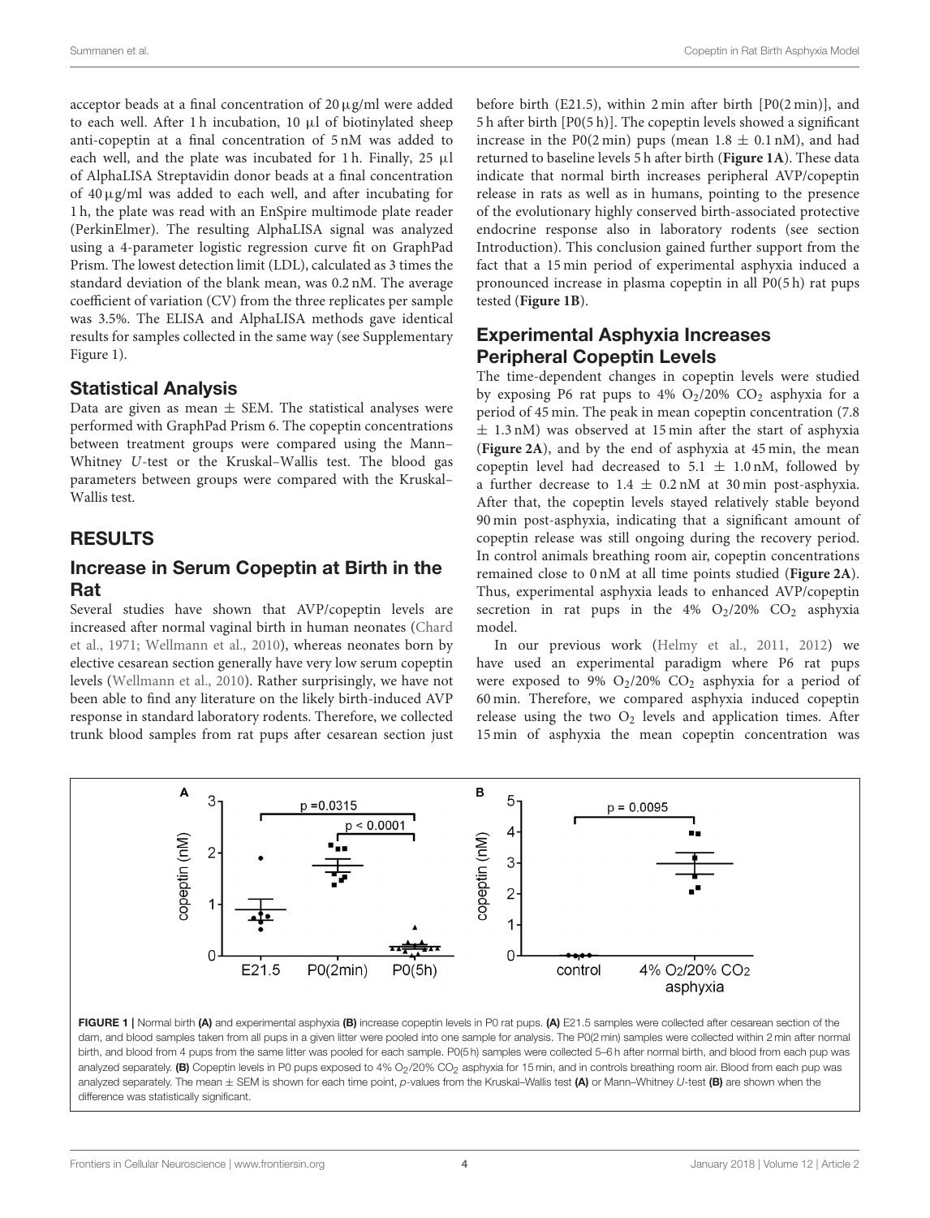acceptor beads at a final concentration of 20 μg/ml were added to each well. After 1 h incubation, 10 μl of biotinylated sheep anti-copeptin at a final concentration of 5 nM was added to each well, and the plate was incubated for 1 h. Finally, 25 μl of AlphaLISA Streptavidin donor beads at a final concentration of 40 μg/ml was added to each well, and after incubating for 1 h, the plate was read with an EnSpire multimode plate reader (PerkinElmer). The resulting AlphaLISA signal was analyzed using a 4-parameter logistic regression curve fit on GraphPad Prism. The lowest detection limit (LDL), calculated as 3 times the standard deviation of the blank mean, was 0.2 nM. The average coefficient of variation (CV) from the three replicates per sample was 3.5%. The ELISA and AlphaLISA methods gave identical results for samples collected in the same way (see Supplementary Figure 1).

## Statistical Analysis

Data are given as mean ± SEM. The statistical analyses were performed with GraphPad Prism 6. The copeptin concentrations between treatment groups were compared using the Mann–Whitney *U*-test or the Kruskal–Wallis test. The blood gas parameters between groups were compared with the Kruskal–Wallis test.

# RESULTS

## Increase in Serum Copeptin at Birth in the Rat

Several studies have shown that AVP/copeptin levels are increased after normal vaginal birth in human neonates (Chard et al., 1971; Wellmann et al., 2010), whereas neonates born by elective cesarean section generally have very low serum copeptin levels (Wellmann et al., 2010). Rather surprisingly, we have not been able to find any literature on the likely birth-induced AVP response in standard laboratory rodents. Therefore, we collected trunk blood samples from rat pups after cesarean section just before birth (E21.5), within 2 min after birth [P0(2 min)], and 5 h after birth [P0(5 h)]. The copeptin levels showed a significant increase in the P0(2 min) pups (mean 1.8 ± 0.1 nM), and had returned to baseline levels 5 h after birth (**Figure 1A**). These data indicate that normal birth increases peripheral AVP/copeptin release in rats as well as in humans, pointing to the presence of the evolutionary highly conserved birth-associated protective endocrine response also in laboratory rodents (see section Introduction). This conclusion gained further support from the fact that a 15 min period of experimental asphyxia induced a pronounced increase in plasma copeptin in all P0(5 h) rat pups tested (**Figure 1B**).

## Experimental Asphyxia Increases Peripheral Copeptin Levels

The time-dependent changes in copeptin levels were studied by exposing P6 rat pups to 4% $O_2$/20% $CO_2$ asphyxia for a period of 45 min. The peak in mean copeptin concentration (7.8 ± 1.3 nM) was observed at 15 min after the start of asphyxia (**Figure 2A**), and by the end of asphyxia at 45 min, the mean copeptin level had decreased to 5.1 ± 1.0 nM, followed by a further decrease to 1.4 ± 0.2 nM at 30 min post-asphyxia. After that, the copeptin levels stayed relatively stable beyond 90 min post-asphyxia, indicating that a significant amount of copeptin release was still ongoing during the recovery period. In control animals breathing room air, copeptin concentrations remained close to 0 nM at all time points studied (**Figure 2A**). Thus, experimental asphyxia leads to enhanced AVP/copeptin secretion in rat pups in the 4% $O_2$/20% $CO_2$ asphyxia model.

In our previous work (Helmy et al., 2011, 2012) we have used an experimental paradigm where P6 rat pups were exposed to 9% $O_2$/20% $CO_2$ asphyxia for a period of 60 min. Therefore, we compared asphyxia induced copeptin release using the two $O_2$ levels and application times. After 15 min of asphyxia the mean copeptin concentration was

**FIGURE 1 |** Normal birth **(A)** and experimental asphyxia **(B)** increase copeptin levels in P0 rat pups. **(A)** E21.5 samples were collected after cesarean section of the dam, and blood samples taken from all pups in a given litter were pooled into one sample for analysis. The P0(2 min) samples were collected within 2 min after normal birth, and blood from 4 pups from the same litter was pooled for each sample. P0(5 h) samples were collected 5–6 h after normal birth, and blood from each pup was analyzed separately. **(B)** Copeptin levels in P0 pups exposed to 4% $O_2$/20% $CO_2$ asphyxia for 15 min, and in controls breathing room air. Blood from each pup was analyzed separately. The mean ± SEM is shown for each time point, *p*-values from the Kruskal–Wallis test **(A)** or Mann–Whitney *U*-test **(B)** are shown when the difference was statistically significant.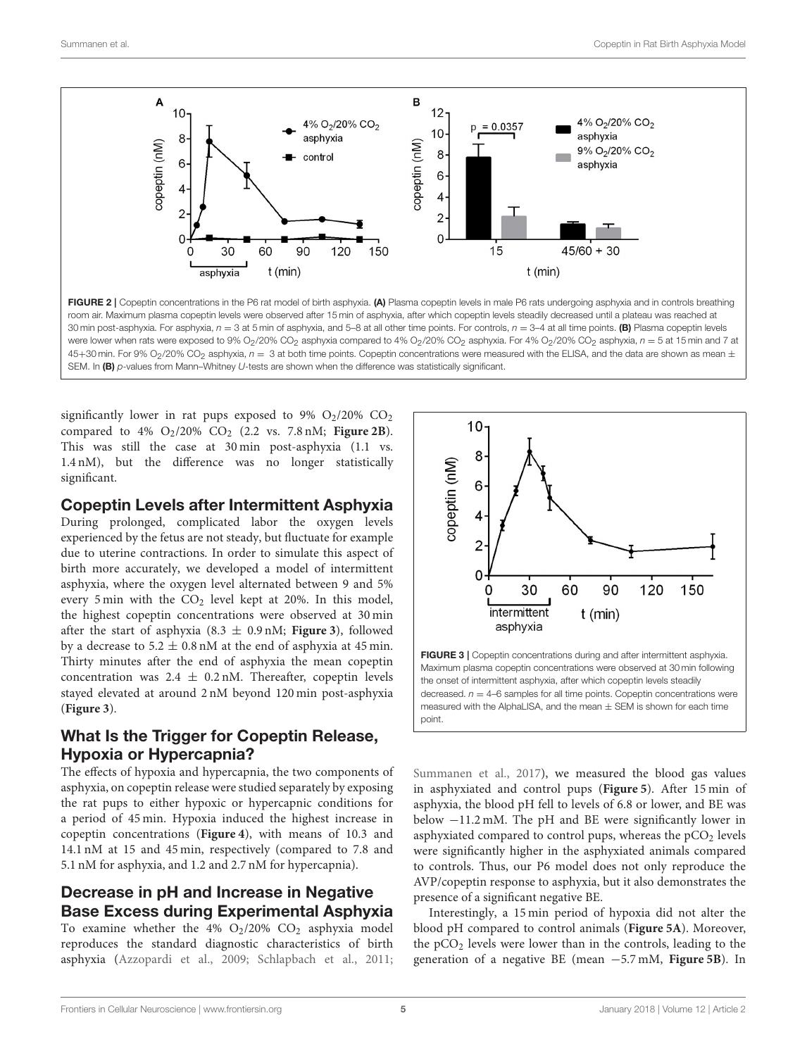**FIGURE 2 |** Copeptin concentrations in the P6 rat model of birth asphyxia. **(A)** Plasma copeptin levels in male P6 rats undergoing asphyxia and in controls breathing room air. Maximum plasma copeptin levels were observed after 15 min of asphyxia, after which copeptin levels steadily decreased until a plateau was reached at 30 min post-asphyxia. For asphyxia, $n = 3$ at 5 min of asphyxia, and 5–8 at all other time points. For controls, $n = 3$–4 at all time points. **(B)** Plasma copeptin levels were lower when rats were exposed to 9% $O_2$/20% $CO_2$ asphyxia compared to 4% $O_2$/20% $CO_2$ asphyxia. For 4% $O_2$/20% $CO_2$ asphyxia, $n = 5$ at 15 min and 7 at 45+30 min. For 9% $O_2$/20% $CO_2$ asphyxia, $n = 3$ at both time points. Copeptin concentrations were measured with the ELISA, and the data are shown as mean ± SEM. In **(B)** *p*-values from Mann–Whitney *U*-tests are shown when the difference was statistically significant.

significantly lower in rat pups exposed to 9% $O_2$/20% $CO_2$ compared to 4% $O_2$/20% $CO_2$ (2.2 vs. 7.8 nM; **Figure 2B**). This was still the case at 30 min post-asphyxia (1.1 vs. 1.4 nM), but the difference was no longer statistically significant.

## Copeptin Levels after Intermittent Asphyxia

During prolonged, complicated labor the oxygen levels experienced by the fetus are not steady, but fluctuate for example due to uterine contractions. In order to simulate this aspect of birth more accurately, we developed a model of intermittent asphyxia, where the oxygen level alternated between 9 and 5% every 5 min with the $CO_2$ level kept at 20%. In this model, the highest copeptin concentrations were observed at 30 min after the start of asphyxia (8.3 ± 0.9 nM; **Figure 3**), followed by a decrease to 5.2 ± 0.8 nM at the end of asphyxia at 45 min. Thirty minutes after the end of asphyxia the mean copeptin concentration was 2.4 ± 0.2 nM. Thereafter, copeptin levels stayed elevated at around 2 nM beyond 120 min post-asphyxia (**Figure 3**).

**FIGURE 3 |** Copeptin concentrations during and after intermittent asphyxia. Maximum plasma copeptin concentrations were observed at 30 min following the onset of intermittent asphyxia, after which copeptin levels steadily decreased. $n = 4$–6 samples for all time points. Copeptin concentrations were measured with the AlphaLISA, and the mean ± SEM is shown for each time point.

## What Is the Trigger for Copeptin Release, Hypoxia or Hypercapnia?

The effects of hypoxia and hypercapnia, the two components of asphyxia, on copeptin release were studied separately by exposing the rat pups to either hypoxic or hypercapnic conditions for a period of 45 min. Hypoxia induced the highest increase in copeptin concentrations (**Figure 4**), with means of 10.3 and 14.1 nM at 15 and 45 min, respectively (compared to 7.8 and 5.1 nM for asphyxia, and 1.2 and 2.7 nM for hypercapnia).

## Decrease in pH and Increase in Negative Base Excess during Experimental Asphyxia

To examine whether the 4% $O_2$/20% $CO_2$ asphyxia model reproduces the standard diagnostic characteristics of birth asphyxia (Azzopardi et al., 2009; Schlapbach et al., 2011; Summanen et al., 2017), we measured the blood gas values in asphyxiated and control pups (**Figure 5**). After 15 min of asphyxia, the blood pH fell to levels of 6.8 or lower, and BE was below −11.2 mM. The pH and BE were significantly lower in asphyxiated compared to control pups, whereas the $pCO_2$ levels were significantly higher in the asphyxiated animals compared to controls. Thus, our P6 model does not only reproduce the AVP/copeptin response to asphyxia, but it also demonstrates the presence of a significant negative BE.

Interestingly, a 15 min period of hypoxia did not alter the blood pH compared to control animals (**Figure 5A**). Moreover, the $pCO_2$ levels were lower than in the controls, leading to the generation of a negative BE (mean −5.7 mM, **Figure 5B**). In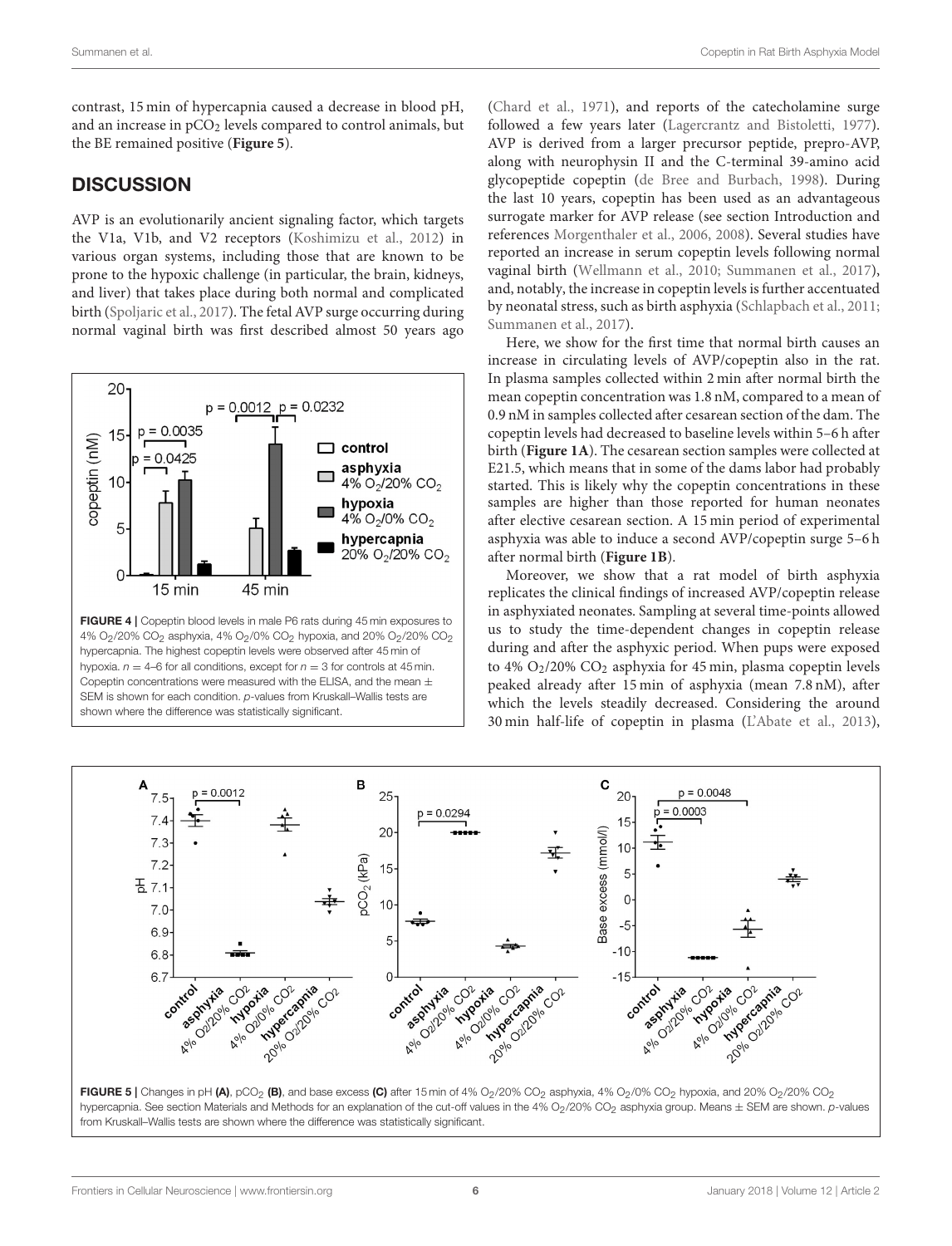contrast, 15 min of hypercapnia caused a decrease in blood pH, and an increase in $pCO_2$ levels compared to control animals, but the BE remained positive (**Figure 5**).

## DISCUSSION

AVP is an evolutionarily ancient signaling factor, which targets the V1a, V1b, and V2 receptors (Koshimizu et al., 2012) in various organ systems, including those that are known to be prone to the hypoxic challenge (in particular, the brain, kidneys, and liver) that takes place during both normal and complicated birth (Spoljaric et al., 2017). The fetal AVP surge occurring during normal vaginal birth was first described almost 50 years ago (Chard et al., 1971), and reports of the catecholamine surge followed a few years later (Lagercrantz and Bistoletti, 1977). AVP is derived from a larger precursor peptide, prepro-AVP, along with neurophysin II and the C-terminal 39-amino acid glycopeptide copeptin (de Bree and Burbach, 1998). During the last 10 years, copeptin has been used as an advantageous surrogate marker for AVP release (see section Introduction and references Morgenthaler et al., 2006, 2008). Several studies have reported an increase in serum copeptin levels following normal vaginal birth (Wellmann et al., 2010; Summanen et al., 2017), and, notably, the increase in copeptin levels is further accentuated by neonatal stress, such as birth asphyxia (Schlapbach et al., 2011; Summanen et al., 2017).

**FIGURE 4** | Copeptin blood levels in male P6 rats during 45 min exposures to 4% $O_2$/20% $CO_2$ asphyxia, 4% $O_2$/0% $CO_2$ hypoxia, and 20% $O_2$/20% $CO_2$ hypercapnia. The highest copeptin levels were observed after 45 min of hypoxia. $n = 4$–6 for all conditions, except for $n = 3$ for controls at 45 min. Copeptin concentrations were measured with the ELISA, and the mean ± SEM is shown for each condition. $p$-values from Kruskall–Wallis tests are shown where the difference was statistically significant.

Here, we show for the first time that normal birth causes an increase in circulating levels of AVP/copeptin also in the rat. In plasma samples collected within 2 min after normal birth the mean copeptin concentration was 1.8 nM, compared to a mean of 0.9 nM in samples collected after cesarean section of the dam. The copeptin levels had decreased to baseline levels within 5–6 h after birth (**Figure 1A**). The cesarean section samples were collected at E21.5, which means that in some of the dams labor had probably started. This is likely why the copeptin concentrations in these samples are higher than those reported for human neonates after elective cesarean section. A 15 min period of experimental asphyxia was able to induce a second AVP/copeptin surge 5–6 h after normal birth (**Figure 1B**).

Moreover, we show that a rat model of birth asphyxia replicates the clinical findings of increased AVP/copeptin release in asphyxiated neonates. Sampling at several time-points allowed us to study the time-dependent changes in copeptin release during and after the asphyxic period. When pups were exposed to 4% $O_2$/20% $CO_2$ asphyxia for 45 min, plasma copeptin levels peaked already after 15 min of asphyxia (mean 7.8 nM), after which the levels steadily decreased. Considering the around 30 min half-life of copeptin in plasma (L'Abate et al., 2013),

**FIGURE 5** | Changes in pH **(A)**, $pCO_2$ **(B)**, and base excess **(C)** after 15 min of 4% $O_2$/20% $CO_2$ asphyxia, 4% $O_2$/0% $CO_2$ hypoxia, and 20% $O_2$/20% $CO_2$ hypercapnia. See section Materials and Methods for an explanation of the cut-off values in the 4% $O_2$/20% $CO_2$ asphyxia group. Means ± SEM are shown. $p$-values from Kruskall–Wallis tests are shown where the difference was statistically significant.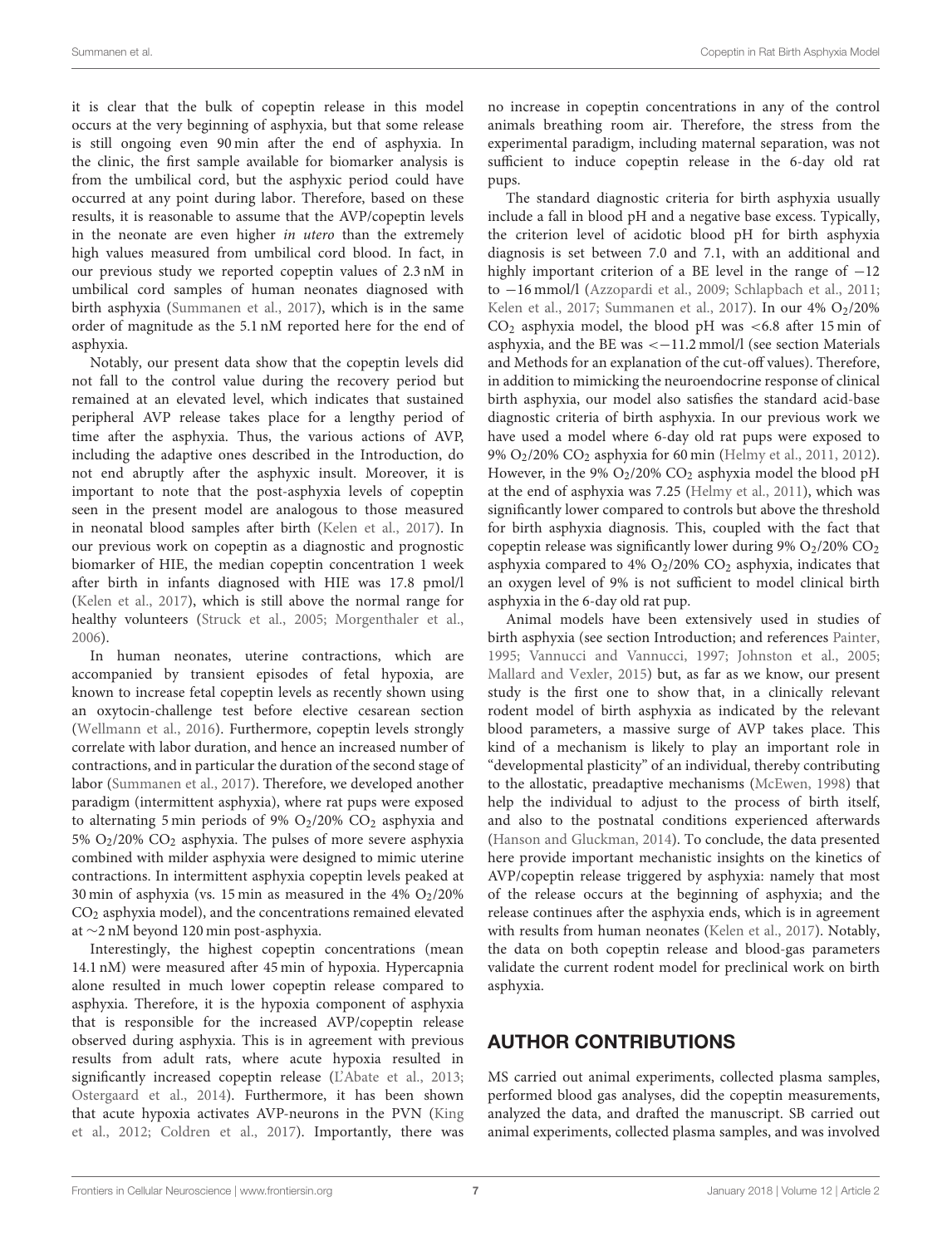it is clear that the bulk of copeptin release in this model occurs at the very beginning of asphyxia, but that some release is still ongoing even 90 min after the end of asphyxia. In the clinic, the first sample available for biomarker analysis is from the umbilical cord, but the asphyxic period could have occurred at any point during labor. Therefore, based on these results, it is reasonable to assume that the AVP/copeptin levels in the neonate are even higher *in utero* than the extremely high values measured from umbilical cord blood. In fact, in our previous study we reported copeptin values of 2.3 nM in umbilical cord samples of human neonates diagnosed with birth asphyxia (Summanen et al., 2017), which is in the same order of magnitude as the 5.1 nM reported here for the end of asphyxia.

Notably, our present data show that the copeptin levels did not fall to the control value during the recovery period but remained at an elevated level, which indicates that sustained peripheral AVP release takes place for a lengthy period of time after the asphyxia. Thus, the various actions of AVP, including the adaptive ones described in the Introduction, do not end abruptly after the asphyxic insult. Moreover, it is important to note that the post-asphyxia levels of copeptin seen in the present model are analogous to those measured in neonatal blood samples after birth (Kelen et al., 2017). In our previous work on copeptin as a diagnostic and prognostic biomarker of HIE, the median copeptin concentration 1 week after birth in infants diagnosed with HIE was 17.8 pmol/l (Kelen et al., 2017), which is still above the normal range for healthy volunteers (Struck et al., 2005; Morgenthaler et al., 2006).

In human neonates, uterine contractions, which are accompanied by transient episodes of fetal hypoxia, are known to increase fetal copeptin levels as recently shown using an oxytocin-challenge test before elective cesarean section (Wellmann et al., 2016). Furthermore, copeptin levels strongly correlate with labor duration, and hence an increased number of contractions, and in particular the duration of the second stage of labor (Summanen et al., 2017). Therefore, we developed another paradigm (intermittent asphyxia), where rat pups were exposed to alternating 5 min periods of 9% $O_2$/20% $CO_2$ asphyxia and 5% $O_2$/20% $CO_2$ asphyxia. The pulses of more severe asphyxia combined with milder asphyxia were designed to mimic uterine contractions. In intermittent asphyxia copeptin levels peaked at 30 min of asphyxia (vs. 15 min as measured in the 4% $O_2$/20% $CO_2$ asphyxia model), and the concentrations remained elevated at ~2 nM beyond 120 min post-asphyxia.

Interestingly, the highest copeptin concentrations (mean 14.1 nM) were measured after 45 min of hypoxia. Hypercapnia alone resulted in much lower copeptin release compared to asphyxia. Therefore, it is the hypoxia component of asphyxia that is responsible for the increased AVP/copeptin release observed during asphyxia. This is in agreement with previous results from adult rats, where acute hypoxia resulted in significantly increased copeptin release (L'Abate et al., 2013; Ostergaard et al., 2014). Furthermore, it has been shown that acute hypoxia activates AVP-neurons in the PVN (King et al., 2012; Coldren et al., 2017). Importantly, there was no increase in copeptin concentrations in any of the control animals breathing room air. Therefore, the stress from the experimental paradigm, including maternal separation, was not sufficient to induce copeptin release in the 6-day old rat pups.

The standard diagnostic criteria for birth asphyxia usually include a fall in blood pH and a negative base excess. Typically, the criterion level of acidotic blood pH for birth asphyxia diagnosis is set between 7.0 and 7.1, with an additional and highly important criterion of a BE level in the range of −12 to −16 mmol/l (Azzopardi et al., 2009; Schlapbach et al., 2011; Kelen et al., 2017; Summanen et al., 2017). In our 4% $O_2$/20% $CO_2$ asphyxia model, the blood pH was <6.8 after 15 min of asphyxia, and the BE was <−11.2 mmol/l (see section Materials and Methods for an explanation of the cut-off values). Therefore, in addition to mimicking the neuroendocrine response of clinical birth asphyxia, our model also satisfies the standard acid-base diagnostic criteria of birth asphyxia. In our previous work we have used a model where 6-day old rat pups were exposed to 9% $O_2$/20% $CO_2$ asphyxia for 60 min (Helmy et al., 2011, 2012). However, in the 9% $O_2$/20% $CO_2$ asphyxia model the blood pH at the end of asphyxia was 7.25 (Helmy et al., 2011), which was significantly lower compared to controls but above the threshold for birth asphyxia diagnosis. This, coupled with the fact that copeptin release was significantly lower during 9% $O_2$/20% $CO_2$ asphyxia compared to 4% $O_2$/20% $CO_2$ asphyxia, indicates that an oxygen level of 9% is not sufficient to model clinical birth asphyxia in the 6-day old rat pup.

Animal models have been extensively used in studies of birth asphyxia (see section Introduction; and references Painter, 1995; Vannucci and Vannucci, 1997; Johnston et al., 2005; Mallard and Vexler, 2015) but, as far as we know, our present study is the first one to show that, in a clinically relevant rodent model of birth asphyxia as indicated by the relevant blood parameters, a massive surge of AVP takes place. This kind of a mechanism is likely to play an important role in "developmental plasticity" of an individual, thereby contributing to the allostatic, preadaptive mechanisms (McEwen, 1998) that help the individual to adjust to the process of birth itself, and also to the postnatal conditions experienced afterwards (Hanson and Gluckman, 2014). To conclude, the data presented here provide important mechanistic insights on the kinetics of AVP/copeptin release triggered by asphyxia: namely that most of the release occurs at the beginning of asphyxia; and the release continues after the asphyxia ends, which is in agreement with results from human neonates (Kelen et al., 2017). Notably, the data on both copeptin release and blood-gas parameters validate the current rodent model for preclinical work on birth asphyxia.

## AUTHOR CONTRIBUTIONS

MS carried out animal experiments, collected plasma samples, performed blood gas analyses, did the copeptin measurements, analyzed the data, and drafted the manuscript. SB carried out animal experiments, collected plasma samples, and was involved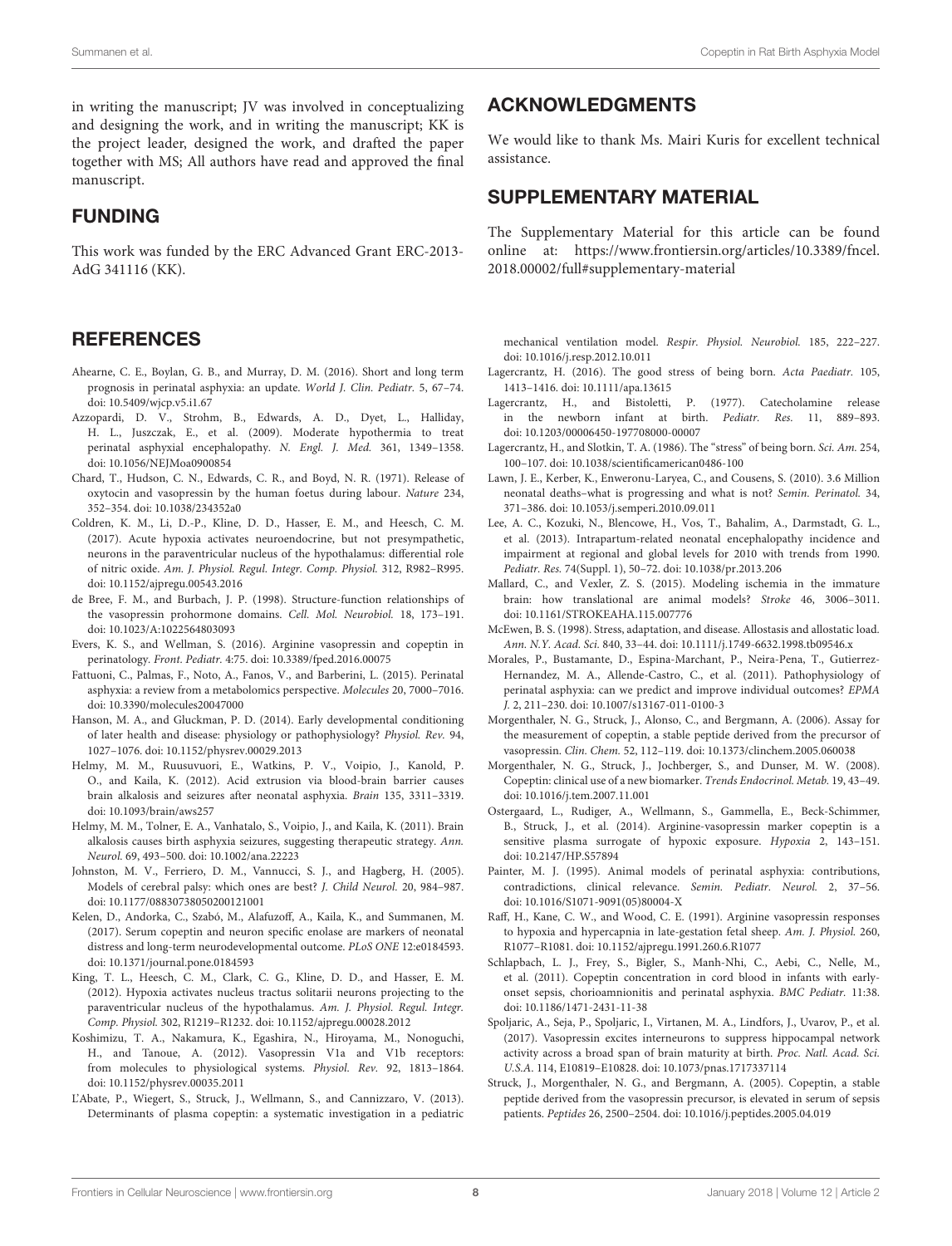in writing the manuscript; JV was involved in conceptualizing and designing the work, and in writing the manuscript; KK is the project leader, designed the work, and drafted the paper together with MS; All authors have read and approved the final manuscript.

## FUNDING

This work was funded by the ERC Advanced Grant ERC-2013-AdG 341116 (KK).

## ACKNOWLEDGMENTS

We would like to thank Ms. Mairi Kuris for excellent technical assistance.

## SUPPLEMENTARY MATERIAL

The Supplementary Material for this article can be found online at: https://www.frontiersin.org/articles/10.3389/fncel.2018.00002/full#supplementary-material

## REFERENCES

Ahearne, C. E., Boylan, G. B., and Murray, D. M. (2016). Short and long term prognosis in perinatal asphyxia: an update. *World J. Clin. Pediatr.* 5, 67–74. doi: 10.5409/wjcp.v5.i1.67

Azzopardi, D. V., Strohm, B., Edwards, A. D., Dyet, L., Halliday, H. L., Juszczak, E., et al. (2009). Moderate hypothermia to treat perinatal asphyxial encephalopathy. *N. Engl. J. Med.* 361, 1349–1358. doi: 10.1056/NEJMoa0900854

Chard, T., Hudson, C. N., Edwards, C. R., and Boyd, N. R. (1971). Release of oxytocin and vasopressin by the human foetus during labour. *Nature* 234, 352–354. doi: 10.1038/234352a0

Coldren, K. M., Li, D.-P., Kline, D. D., Hasser, E. M., and Heesch, C. M. (2017). Acute hypoxia activates neuroendocrine, but not presympathetic, neurons in the paraventricular nucleus of the hypothalamus: differential role of nitric oxide. *Am. J. Physiol. Regul. Integr. Comp. Physiol.* 312, R982–R995. doi: 10.1152/ajpregu.00543.2016

de Bree, F. M., and Burbach, J. P. (1998). Structure-function relationships of the vasopressin prohormone domains. *Cell. Mol. Neurobiol.* 18, 173–191. doi: 10.1023/A:1022564803093

Evers, K. S., and Wellman, S. (2016). Arginine vasopressin and copeptin in perinatology. *Front. Pediatr.* 4:75. doi: 10.3389/fped.2016.00075

Fattuoni, C., Palmas, F., Noto, A., Fanos, V., and Barberini, L. (2015). Perinatal asphyxia: a review from a metabolomics perspective. *Molecules* 20, 7000–7016. doi: 10.3390/molecules20047000

Hanson, M. A., and Gluckman, P. D. (2014). Early developmental conditioning of later health and disease: physiology or pathophysiology? *Physiol. Rev.* 94, 1027–1076. doi: 10.1152/physrev.00029.2013

Helmy, M. M., Ruusuvuori, E., Watkins, P. V., Voipio, J., Kanold, P. O., and Kaila, K. (2012). Acid extrusion via blood-brain barrier causes brain alkalosis and seizures after neonatal asphyxia. *Brain* 135, 3311–3319. doi: 10.1093/brain/aws257

Helmy, M. M., Tolner, E. A., Vanhatalo, S., Voipio, J., and Kaila, K. (2011). Brain alkalosis causes birth asphyxia seizures, suggesting therapeutic strategy. *Ann. Neurol.* 69, 493–500. doi: 10.1002/ana.22223

Johnston, M. V., Ferriero, D. M., Vannucci, S. J., and Hagberg, H. (2005). Models of cerebral palsy: which ones are best? *J. Child Neurol.* 20, 984–987. doi: 10.1177/08830738050200121001

Kelen, D., Andorka, C., Szabó, M., Alafuzoff, A., Kaila, K., and Summanen, M. (2017). Serum copeptin and neuron specific enolase are markers of neonatal distress and long-term neurodevelopmental outcome. *PLoS ONE* 12:e0184593. doi: 10.1371/journal.pone.0184593

King, T. L., Heesch, C. M., Clark, C. G., Kline, D. D., and Hasser, E. M. (2012). Hypoxia activates nucleus tractus solitarii neurons projecting to the paraventricular nucleus of the hypothalamus. *Am. J. Physiol. Regul. Integr. Comp. Physiol.* 302, R1219–R1232. doi: 10.1152/ajpregu.00028.2012

Koshimizu, T. A., Nakamura, K., Egashira, N., Hiroyama, M., Nonoguchi, H., and Tanoue, A. (2012). Vasopressin V1a and V1b receptors: from molecules to physiological systems. *Physiol. Rev.* 92, 1813–1864. doi: 10.1152/physrev.00035.2011

L'Abate, P., Wiegert, S., Struck, J., Wellmann, S., and Cannizzaro, V. (2013). Determinants of plasma copeptin: a systematic investigation in a pediatric mechanical ventilation model. *Respir. Physiol. Neurobiol.* 185, 222–227. doi: 10.1016/j.resp.2012.10.011

Lagercrantz, H. (2016). The good stress of being born. *Acta Paediatr.* 105, 1413–1416. doi: 10.1111/apa.13615

Lagercrantz, H., and Bistoletti, P. (1977). Catecholamine release in the newborn infant at birth. *Pediatr. Res.* 11, 889–893. doi: 10.1203/00006450-197708000-00007

Lagercrantz, H., and Slotkin, T. A. (1986). The "stress" of being born. *Sci. Am.* 254, 100–107. doi: 10.1038/scientificamerican0486-100

Lawn, J. E., Kerber, K., Enweronu-Laryea, C., and Cousens, S. (2010). 3.6 Million neonatal deaths–what is progressing and what is not? *Semin. Perinatol.* 34, 371–386. doi: 10.1053/j.semperi.2010.09.011

Lee, A. C., Kozuki, N., Blencowe, H., Vos, T., Bahalim, A., Darmstadt, G. L., et al. (2013). Intrapartum-related neonatal encephalopathy incidence and impairment at regional and global levels for 2010 with trends from 1990. *Pediatr. Res.* 74(Suppl. 1), 50–72. doi: 10.1038/pr.2013.206

Mallard, C., and Vexler, Z. S. (2015). Modeling ischemia in the immature brain: how translational are animal models? *Stroke* 46, 3006–3011. doi: 10.1161/STROKEAHA.115.007776

McEwen, B. S. (1998). Stress, adaptation, and disease. Allostasis and allostatic load. *Ann. N.Y. Acad. Sci.* 840, 33–44. doi: 10.1111/j.1749-6632.1998.tb09546.x

Morales, P., Bustamante, D., Espina-Marchant, P., Neira-Pena, T., Gutierrez-Hernandez, M. A., Allende-Castro, C., et al. (2011). Pathophysiology of perinatal asphyxia: can we predict and improve individual outcomes? *EPMA J.* 2, 211–230. doi: 10.1007/s13167-011-0100-3

Morgenthaler, N. G., Struck, J., Alonso, C., and Bergmann, A. (2006). Assay for the measurement of copeptin, a stable peptide derived from the precursor of vasopressin. *Clin. Chem.* 52, 112–119. doi: 10.1373/clinchem.2005.060038

Morgenthaler, N. G., Struck, J., Jochberger, S., and Dunser, M. W. (2008). Copeptin: clinical use of a new biomarker. *Trends Endocrinol. Metab.* 19, 43–49. doi: 10.1016/j.tem.2007.11.001

Ostergaard, L., Rudiger, A., Wellmann, S., Gammella, E., Beck-Schimmer, B., Struck, J., et al. (2014). Arginine-vasopressin marker copeptin is a sensitive plasma surrogate of hypoxic exposure. *Hypoxia* 2, 143–151. doi: 10.2147/HP.S57894

Painter, M. J. (1995). Animal models of perinatal asphyxia: contributions, contradictions, clinical relevance. *Semin. Pediatr. Neurol.* 2, 37–56. doi: 10.1016/S1071-9091(05)80004-X

Raff, H., Kane, C. W., and Wood, C. E. (1991). Arginine vasopressin responses to hypoxia and hypercapnia in late-gestation fetal sheep. *Am. J. Physiol.* 260, R1077–R1081. doi: 10.1152/ajpregu.1991.260.6.R1077

Schlapbach, L. J., Frey, S., Bigler, S., Manh-Nhi, C., Aebi, C., Nelle, M., et al. (2011). Copeptin concentration in cord blood in infants with early-onset sepsis, chorioamnionitis and perinatal asphyxia. *BMC Pediatr.* 11:38. doi: 10.1186/1471-2431-11-38

Spoljaric, A., Seja, P., Spoljaric, I., Virtanen, M. A., Lindfors, J., Uvarov, P., et al. (2017). Vasopressin excites interneurons to suppress hippocampal network activity across a broad span of brain maturity at birth. *Proc. Natl. Acad. Sci. U.S.A.* 114, E10819–E10828. doi: 10.1073/pnas.1717337114

Struck, J., Morgenthaler, N. G., and Bergmann, A. (2005). Copeptin, a stable peptide derived from the vasopressin precursor, is elevated in serum of sepsis patients. *Peptides* 26, 2500–2504. doi: 10.1016/j.peptides.2005.04.019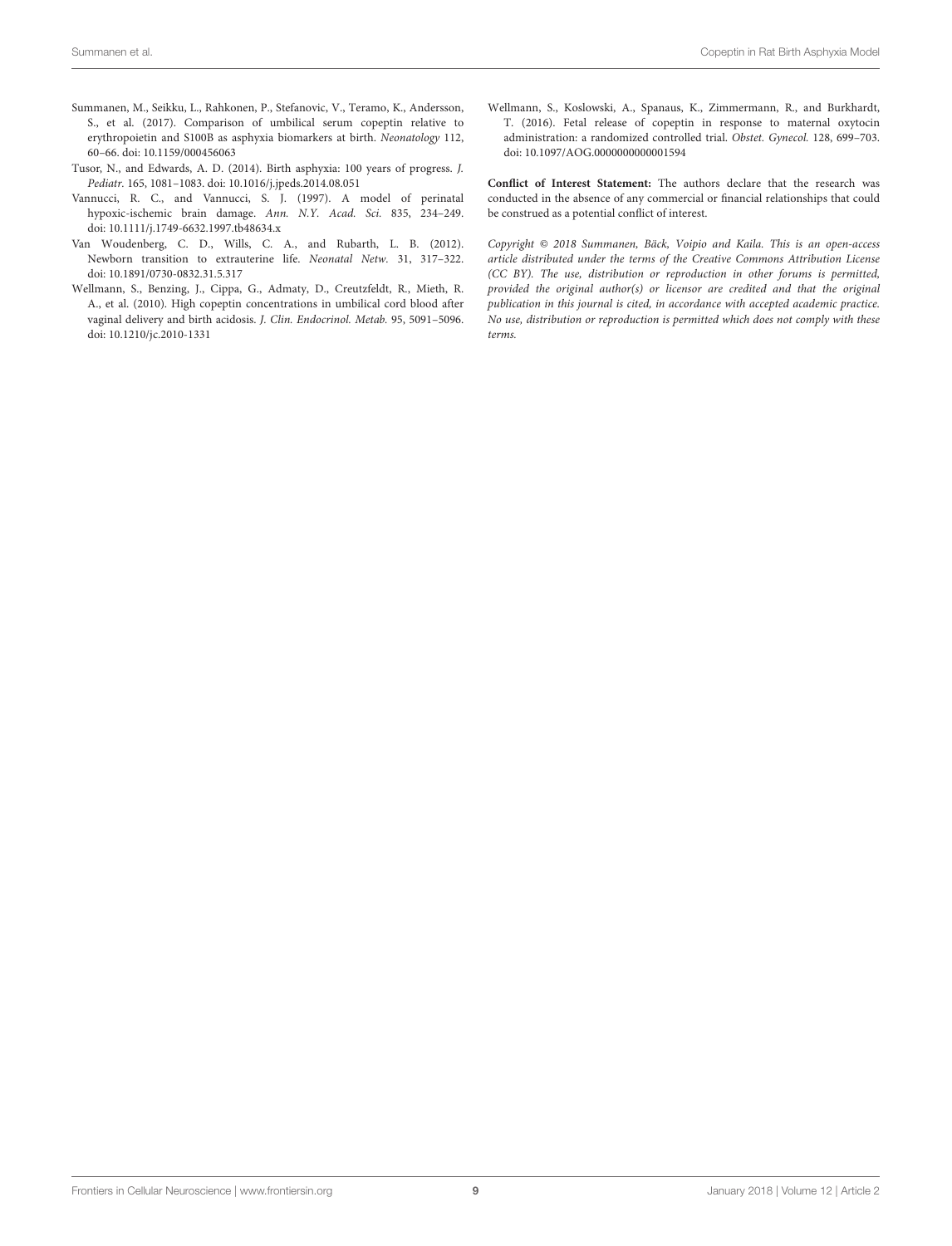Summanen, M., Seikku, L., Rahkonen, P., Stefanovic, V., Teramo, K., Andersson, S., et al. (2017). Comparison of umbilical serum copeptin relative to erythropoietin and S100B as asphyxia biomarkers at birth. *Neonatology* 112, 60–66. doi: 10.1159/000456063

Tusor, N., and Edwards, A. D. (2014). Birth asphyxia: 100 years of progress. *J. Pediatr.* 165, 1081–1083. doi: 10.1016/j.jpeds.2014.08.051

Vannucci, R. C., and Vannucci, S. J. (1997). A model of perinatal hypoxic-ischemic brain damage. *Ann. N.Y. Acad. Sci.* 835, 234–249. doi: 10.1111/j.1749-6632.1997.tb48634.x

Van Woudenberg, C. D., Wills, C. A., and Rubarth, L. B. (2012). Newborn transition to extrauterine life. *Neonatal Netw.* 31, 317–322. doi: 10.1891/0730-0832.31.5.317

Wellmann, S., Benzing, J., Cippa, G., Admaty, D., Creutzfeldt, R., Mieth, R. A., et al. (2010). High copeptin concentrations in umbilical cord blood after vaginal delivery and birth acidosis. *J. Clin. Endocrinol. Metab.* 95, 5091–5096. doi: 10.1210/jc.2010-1331

Wellmann, S., Koslowski, A., Spanaus, K., Zimmermann, R., and Burkhardt, T. (2016). Fetal release of copeptin in response to maternal oxytocin administration: a randomized controlled trial. *Obstet. Gynecol.* 128, 699–703. doi: 10.1097/AOG.0000000000001594

**Conflict of Interest Statement:** The authors declare that the research was conducted in the absence of any commercial or financial relationships that could be construed as a potential conflict of interest.

*Copyright © 2018 Summanen, Bäck, Voipio and Kaila. This is an open-access article distributed under the terms of the Creative Commons Attribution License (CC BY). The use, distribution or reproduction in other forums is permitted, provided the original author(s) or licensor are credited and that the original publication in this journal is cited, in accordance with accepted academic practice. No use, distribution or reproduction is permitted which does not comply with these terms.*